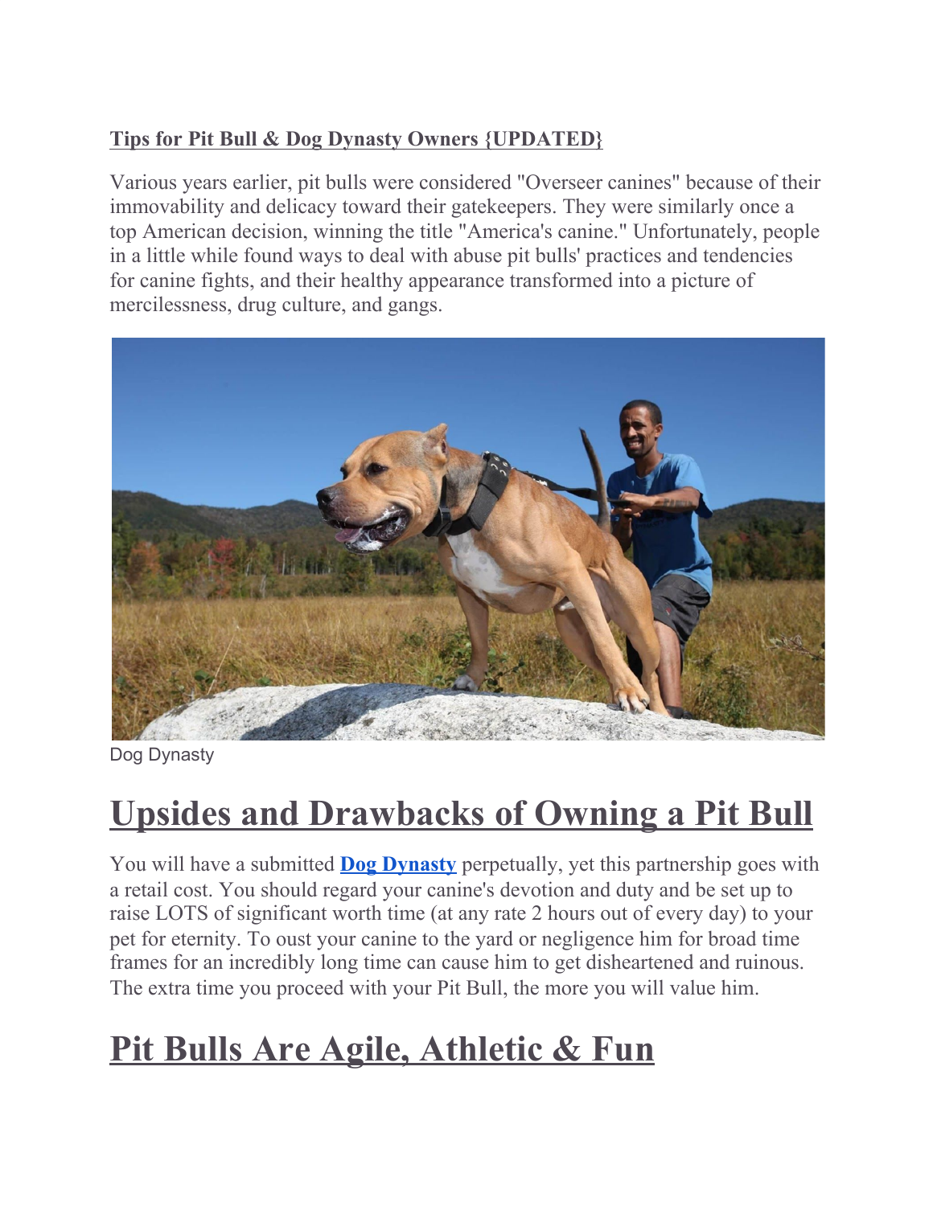**Tips for Pit Bull & Dog Dynasty Owners {UPDATED}**

Various years earlier, pit bulls were considered "Overseer canines" because of their immovability and delicacy toward their gatekeepers. They were similarly once a top American decision, winning the title "America's canine." Unfortunately, people in a little while found ways to deal with abuse pit bulls' practices and tendencies for canine fights, and their healthy appearance transformed into a picture of mercilessness, drug culture, and gangs.

Dog Dynasty

# Upsides and Drawbacks of Owning a Pit Bull

You will have a submitted **Dog Dynasty** perpetually, yet this partnership goes with a retail cost. You should regard your canine's devotion and duty and be set up to raise LOTS of significant worth time (at any rate 2 hours out of every day) to your pet for eternity. To oust your canine to the yard or negligence him for broad time frames for an incredibly long time can cause him to get disheartened and ruinous. The extra time you proceed with your Pit Bull, the more you will value him.

# Pit Bulls Are Agile, Athletic & Fun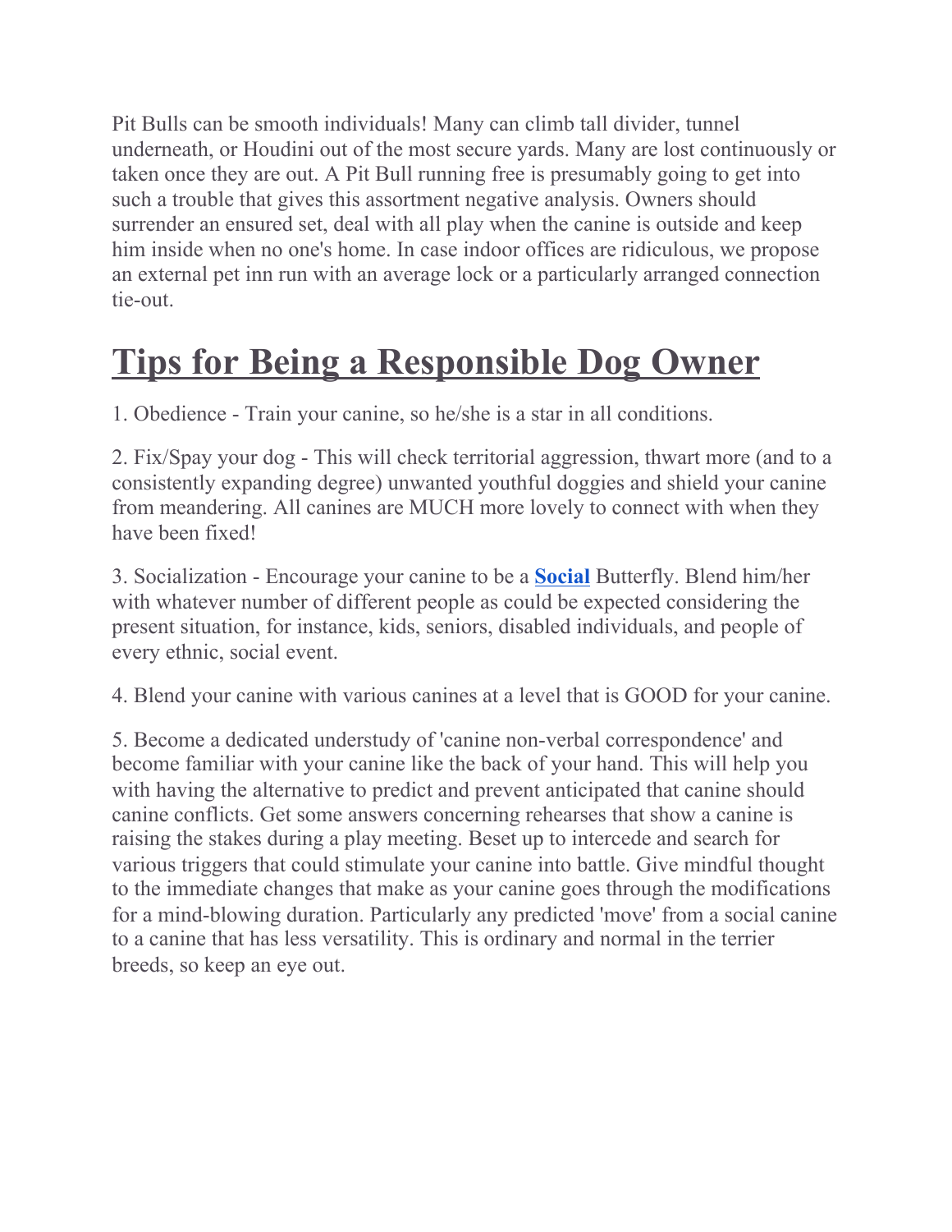Pit Bulls can be smooth individuals! Many can climb tall divider, tunnel underneath, or Houdini out of the most secure yards. Many are lost continuously or taken once they are out. A Pit Bull running free is presumably going to get into such a trouble that gives this assortment negative analysis. Owners should surrender an ensured set, deal with all play when the canine is outside and keep him inside when no one's home. In case indoor offices are ridiculous, we propose an external pet inn run with an average lock or a particularly arranged connection tie-out.

# Tips for Being a Responsible Dog Owner

1. Obedience - Train your canine, so he/she is a star in all conditions.

2. Fix/Spay your dog - This will check territorial aggression, thwart more (and to a consistently expanding degree) unwanted youthful doggies and shield your canine from meandering. All canines are MUCH more lovely to connect with when they have been fixed!

3. Socialization - Encourage your canine to be a **Social** Butterfly. Blend him/her with whatever number of different people as could be expected considering the present situation, for instance, kids, seniors, disabled individuals, and people of every ethnic, social event.

4. Blend your canine with various canines at a level that is GOOD for your canine.

5. Become a dedicated understudy of 'canine non-verbal correspondence' and become familiar with your canine like the back of your hand. This will help you with having the alternative to predict and prevent anticipated that canine should canine conflicts. Get some answers concerning rehearses that show a canine is raising the stakes during a play meeting. Beset up to intercede and search for various triggers that could stimulate your canine into battle. Give mindful thought to the immediate changes that make as your canine goes through the modifications for a mind-blowing duration. Particularly any predicted 'move' from a social canine to a canine that has less versatility. This is ordinary and normal in the terrier breeds, so keep an eye out.